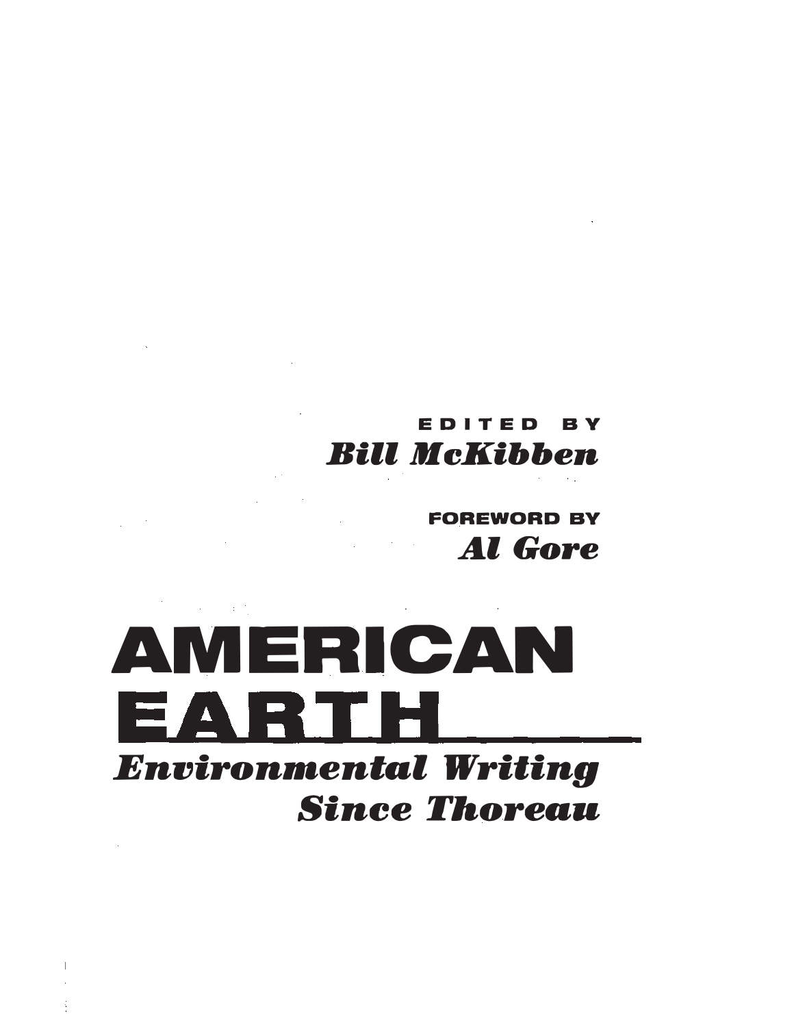EDITED BY

***Bill McKibben***

FOREWORD BY

***Al Gore***

# AMERICAN EARTH

## *Environmental Writing Since Thoreau*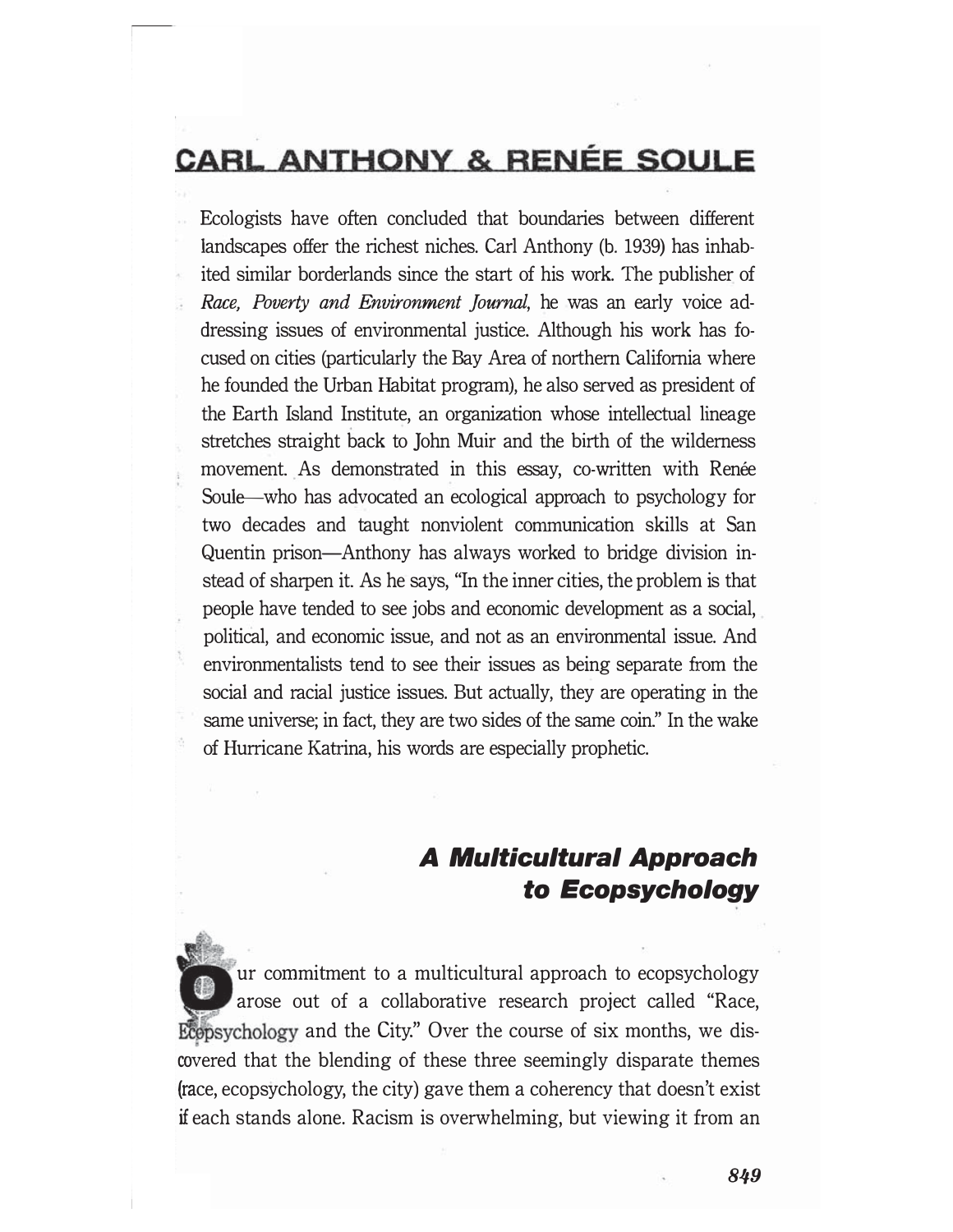# CARL ANTHONY & RENÉE SOULE

Ecologists have often concluded that boundaries between different landscapes offer the richest niches. Carl Anthony (b. 1939) has inhabited similar borderlands since the start of his work. The publisher of *Race, Poverty and Environment Journal*, he was an early voice addressing issues of environmental justice. Although his work has focused on cities (particularly the Bay Area of northern California where he founded the Urban Habitat program), he also served as president of the Earth Island Institute, an organization whose intellectual lineage stretches straight back to John Muir and the birth of the wilderness movement. As demonstrated in this essay, co-written with Renée Soule—who has advocated an ecological approach to psychology for two decades and taught nonviolent communication skills at San Quentin prison—Anthony has always worked to bridge division instead of sharpen it. As he says, "In the inner cities, the problem is that people have tended to see jobs and economic development as a social, political, and economic issue, and not as an environmental issue. And environmentalists tend to see their issues as being separate from the social and racial justice issues. But actually, they are operating in the same universe; in fact, they are two sides of the same coin." In the wake of Hurricane Katrina, his words are especially prophetic.

## *A Multicultural Approach to Ecopsychology*

Our commitment to a multicultural approach to ecopsychology arose out of a collaborative research project called "Race, Ecopsychology and the City." Over the course of six months, we discovered that the blending of these three seemingly disparate themes (race, ecopsychology, the city) gave them a coherency that doesn't exist if each stands alone. Racism is overwhelming, but viewing it from an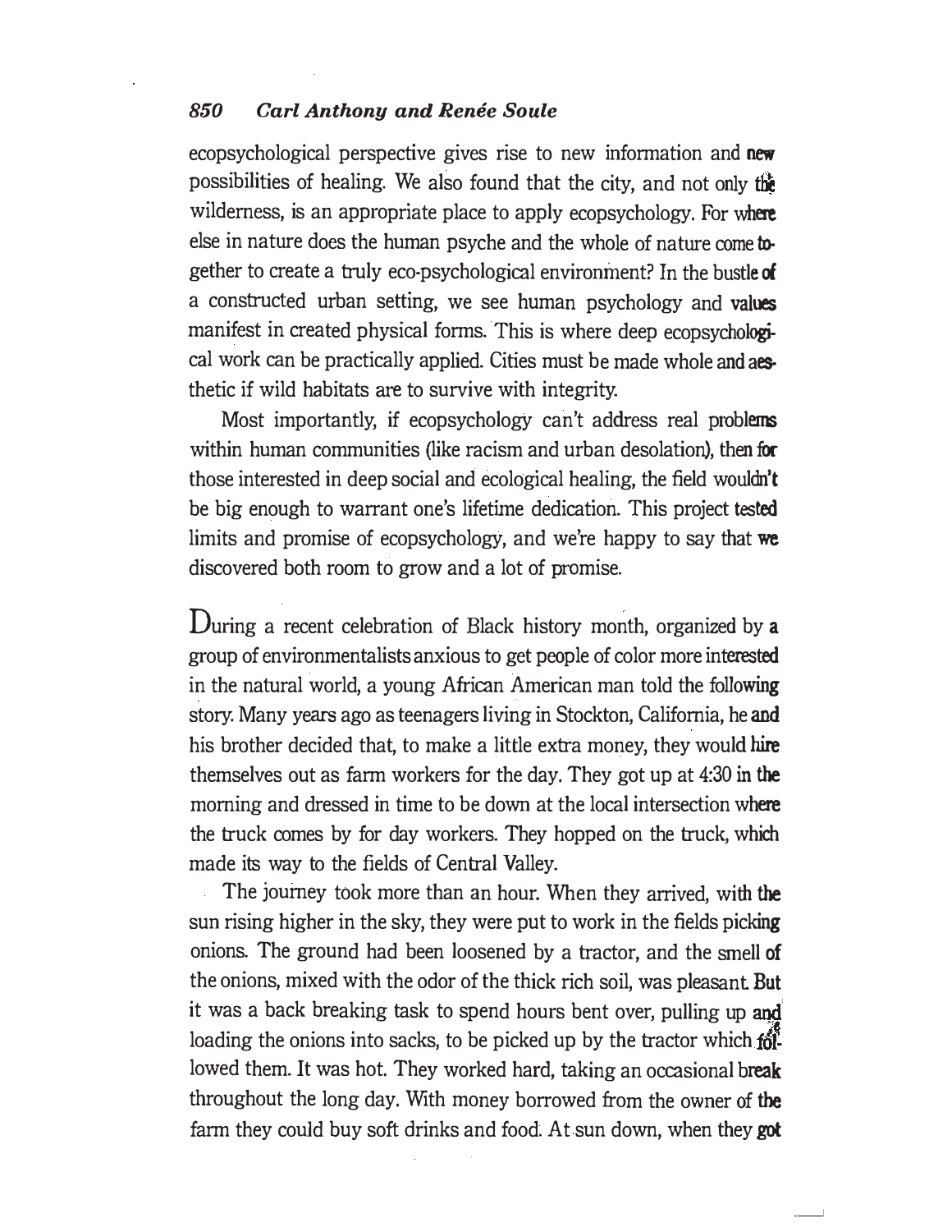ecopsychological perspective gives rise to new information and new possibilities of healing. We also found that the city, and not only the wilderness, is an appropriate place to apply ecopsychology. For where else in nature does the human psyche and the whole of nature come together to create a truly eco-psychological environment? In the bustle of a constructed urban setting, we see human psychology and values manifest in created physical forms. This is where deep ecopsychological work can be practically applied. Cities must be made whole and aesthetic if wild habitats are to survive with integrity.

Most importantly, if ecopsychology can't address real problems within human communities (like racism and urban desolation), then for those interested in deep social and ecological healing, the field wouldn't be big enough to warrant one's lifetime dedication. This project tested limits and promise of ecopsychology, and we're happy to say that we discovered both room to grow and a lot of promise.

During a recent celebration of Black history month, organized by a group of environmentalists anxious to get people of color more interested in the natural world, a young African American man told the following story. Many years ago as teenagers living in Stockton, California, he and his brother decided that, to make a little extra money, they would hire themselves out as farm workers for the day. They got up at 4:30 in the morning and dressed in time to be down at the local intersection where the truck comes by for day workers. They hopped on the truck, which made its way to the fields of Central Valley.

The journey took more than an hour. When they arrived, with the sun rising higher in the sky, they were put to work in the fields picking onions. The ground had been loosened by a tractor, and the smell of the onions, mixed with the odor of the thick rich soil, was pleasant. But it was a back breaking task to spend hours bent over, pulling up and loading the onions into sacks, to be picked up by the tractor which followed them. It was hot. They worked hard, taking an occasional break throughout the long day. With money borrowed from the owner of the farm they could buy soft drinks and food. At sun down, when they got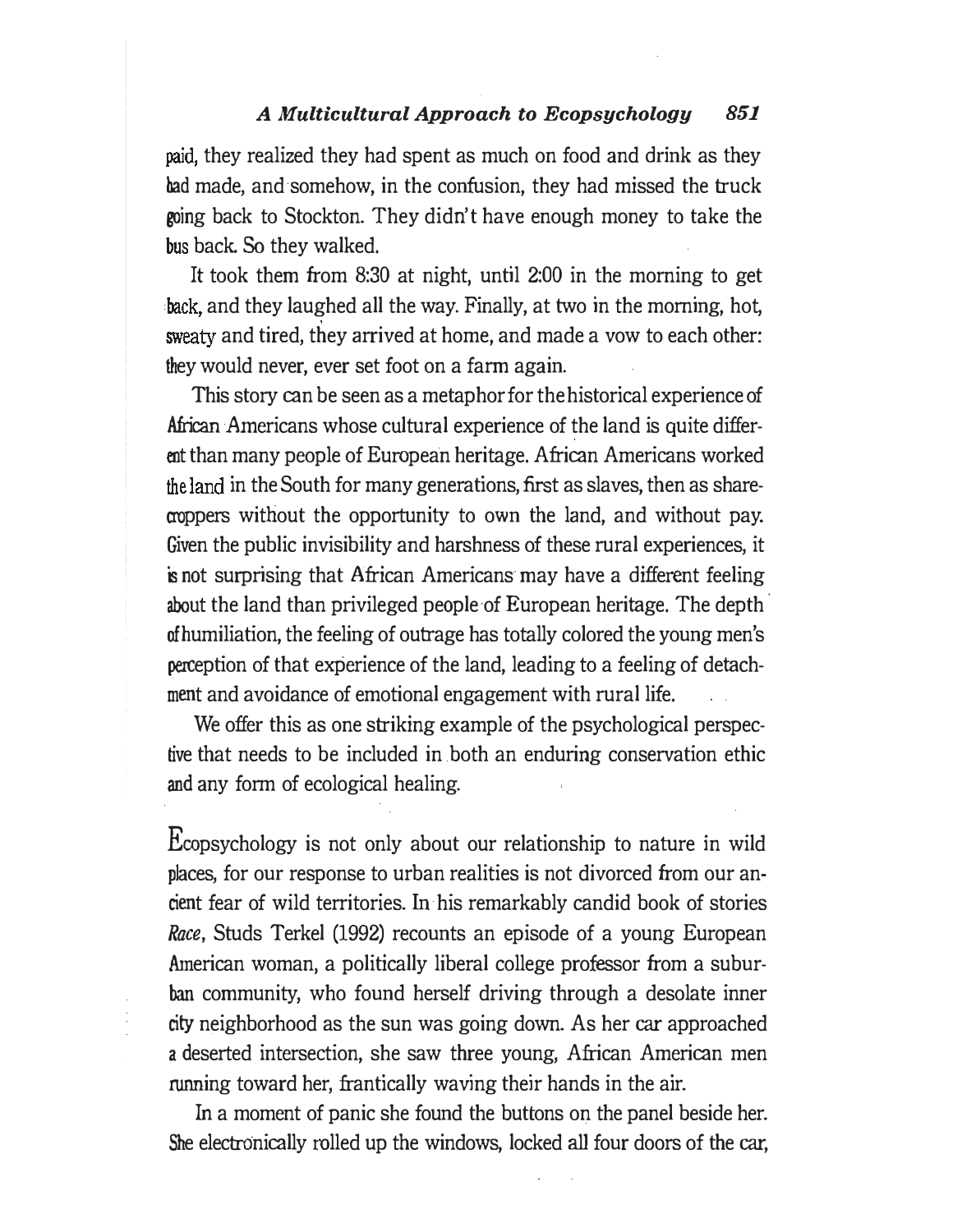paid, they realized they had spent as much on food and drink as they had made, and somehow, in the confusion, they had missed the truck going back to Stockton. They didn't have enough money to take the bus back. So they walked.

It took them from 8:30 at night, until 2:00 in the morning to get back, and they laughed all the way. Finally, at two in the morning, hot, sweaty and tired, they arrived at home, and made a vow to each other: they would never, ever set foot on a farm again.

This story can be seen as a metaphor for the historical experience of African Americans whose cultural experience of the land is quite different than many people of European heritage. African Americans worked the land in the South for many generations, first as slaves, then as sharecroppers without the opportunity to own the land, and without pay. Given the public invisibility and harshness of these rural experiences, it is not surprising that African Americans may have a different feeling about the land than privileged people of European heritage. The depth of humiliation, the feeling of outrage has totally colored the young men's perception of that experience of the land, leading to a feeling of detachment and avoidance of emotional engagement with rural life.

We offer this as one striking example of the psychological perspective that needs to be included in both an enduring conservation ethic and any form of ecological healing.

Ecopsychology is not only about our relationship to nature in wild places, for our response to urban realities is not divorced from our ancient fear of wild territories. In his remarkably candid book of stories *Race*, Studs Terkel (1992) recounts an episode of a young European American woman, a politically liberal college professor from a suburban community, who found herself driving through a desolate inner city neighborhood as the sun was going down. As her car approached a deserted intersection, she saw three young, African American men running toward her, frantically waving their hands in the air.

In a moment of panic she found the buttons on the panel beside her. She electronically rolled up the windows, locked all four doors of the car,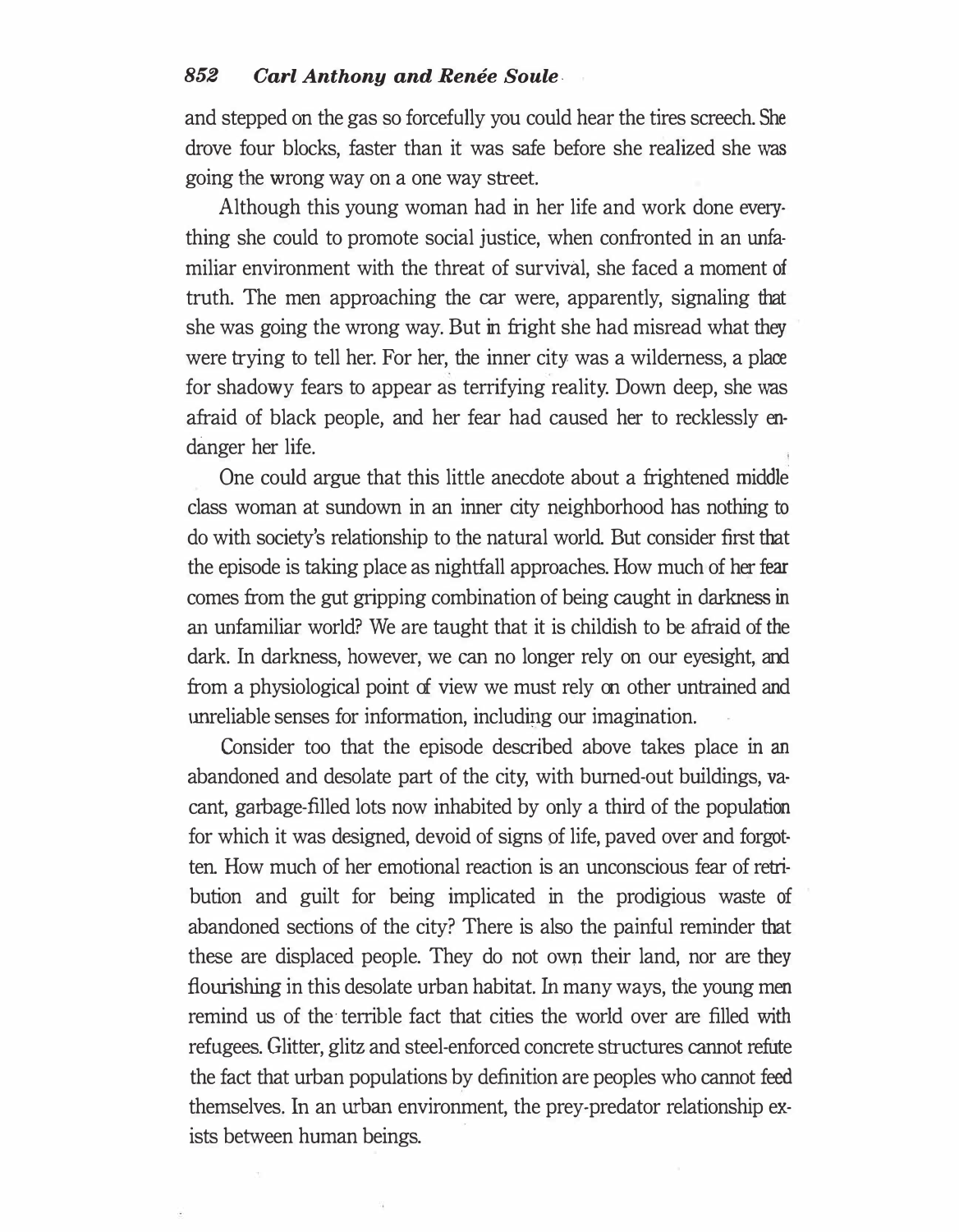and stepped on the gas so forcefully you could hear the tires screech. She drove four blocks, faster than it was safe before she realized she was going the wrong way on a one way street.

Although this young woman had in her life and work done everything she could to promote social justice, when confronted in an unfamiliar environment with the threat of survival, she faced a moment of truth. The men approaching the car were, apparently, signaling that she was going the wrong way. But in fright she had misread what they were trying to tell her. For her, the inner city was a wilderness, a place for shadowy fears to appear as terrifying reality. Down deep, she was afraid of black people, and her fear had caused her to recklessly endanger her life.

One could argue that this little anecdote about a frightened middle class woman at sundown in an inner city neighborhood has nothing to do with society's relationship to the natural world. But consider first that the episode is taking place as nightfall approaches. How much of her fear comes from the gut gripping combination of being caught in darkness in an unfamiliar world? We are taught that it is childish to be afraid of the dark. In darkness, however, we can no longer rely on our eyesight, and from a physiological point of view we must rely on other untrained and unreliable senses for information, including our imagination.

Consider too that the episode described above takes place in an abandoned and desolate part of the city, with burned-out buildings, vacant, garbage-filled lots now inhabited by only a third of the population for which it was designed, devoid of signs of life, paved over and forgotten. How much of her emotional reaction is an unconscious fear of retribution and guilt for being implicated in the prodigious waste of abandoned sections of the city? There is also the painful reminder that these are displaced people. They do not own their land, nor are they flourishing in this desolate urban habitat. In many ways, the young men remind us of the terrible fact that cities the world over are filled with refugees. Glitter, glitz and steel-enforced concrete structures cannot refute the fact that urban populations by definition are peoples who cannot feed themselves. In an urban environment, the prey-predator relationship exists between human beings.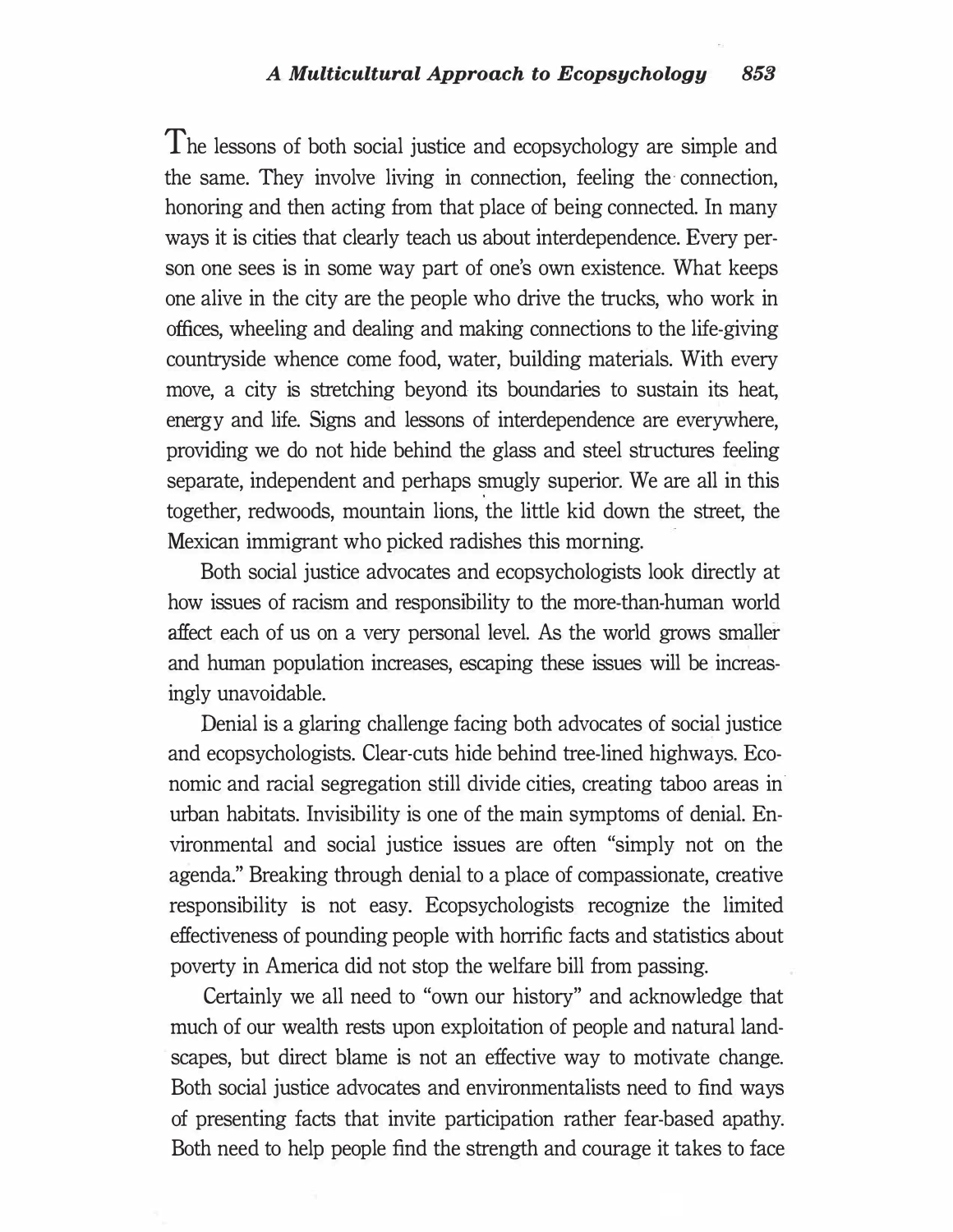The lessons of both social justice and ecopsychology are simple and the same. They involve living in connection, feeling the connection, honoring and then acting from that place of being connected. In many ways it is cities that clearly teach us about interdependence. Every person one sees is in some way part of one's own existence. What keeps one alive in the city are the people who drive the trucks, who work in offices, wheeling and dealing and making connections to the life-giving countryside whence come food, water, building materials. With every move, a city is stretching beyond its boundaries to sustain its heat, energy and life. Signs and lessons of interdependence are everywhere, providing we do not hide behind the glass and steel structures feeling separate, independent and perhaps smugly superior. We are all in this together, redwoods, mountain lions, the little kid down the street, the Mexican immigrant who picked radishes this morning.

Both social justice advocates and ecopsychologists look directly at how issues of racism and responsibility to the more-than-human world affect each of us on a very personal level. As the world grows smaller and human population increases, escaping these issues will be increasingly unavoidable.

Denial is a glaring challenge facing both advocates of social justice and ecopsychologists. Clear-cuts hide behind tree-lined highways. Economic and racial segregation still divide cities, creating taboo areas in urban habitats. Invisibility is one of the main symptoms of denial. Environmental and social justice issues are often "simply not on the agenda." Breaking through denial to a place of compassionate, creative responsibility is not easy. Ecopsychologists recognize the limited effectiveness of pounding people with horrific facts and statistics about poverty in America did not stop the welfare bill from passing.

Certainly we all need to "own our history" and acknowledge that much of our wealth rests upon exploitation of people and natural landscapes, but direct blame is not an effective way to motivate change. Both social justice advocates and environmentalists need to find ways of presenting facts that invite participation rather fear-based apathy. Both need to help people find the strength and courage it takes to face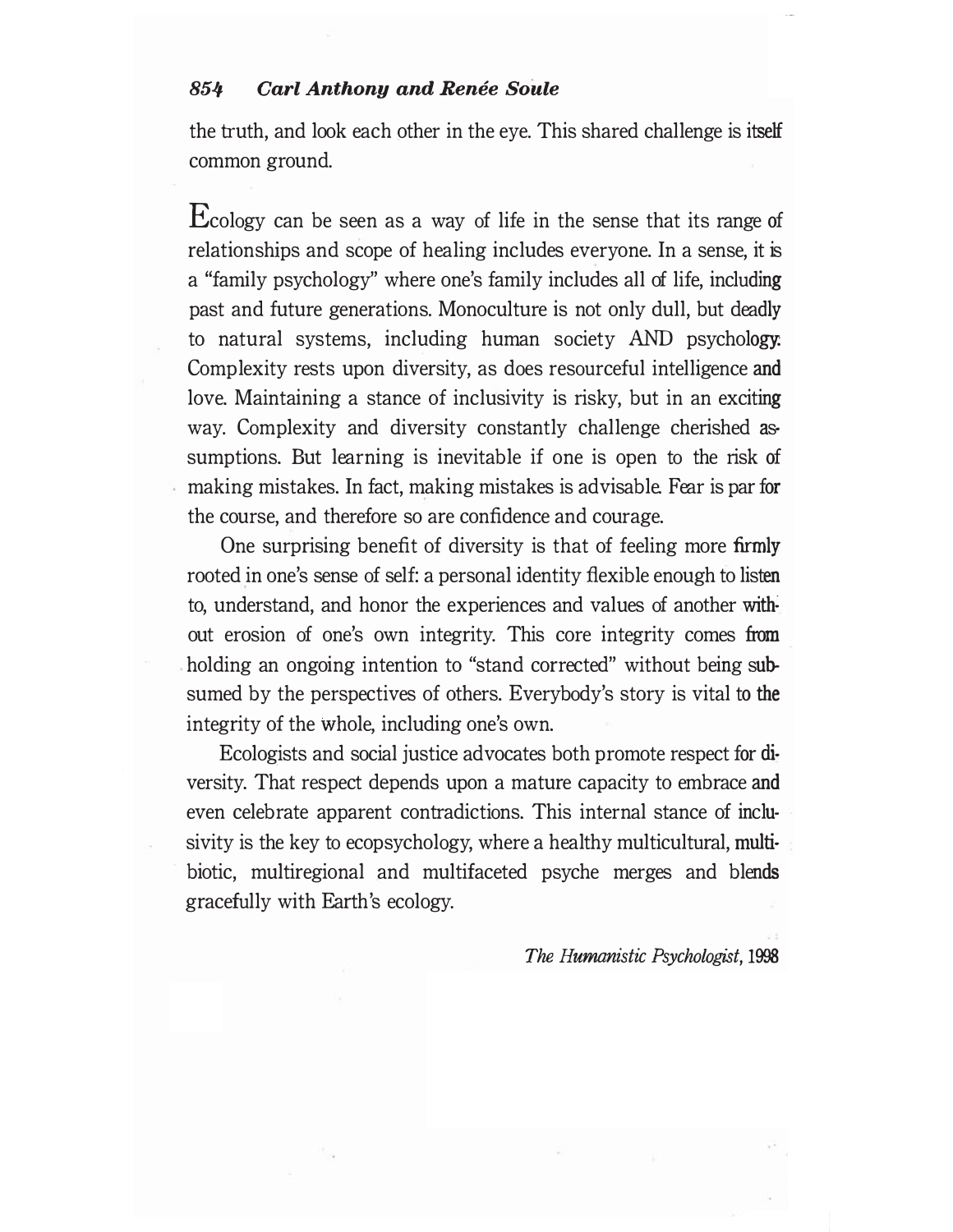the truth, and look each other in the eye. This shared challenge is itself common ground.

Ecology can be seen as a way of life in the sense that its range of relationships and scope of healing includes everyone. In a sense, it is a "family psychology" where one's family includes all of life, including past and future generations. Monoculture is not only dull, but deadly to natural systems, including human society AND psychology. Complexity rests upon diversity, as does resourceful intelligence and love. Maintaining a stance of inclusivity is risky, but in an exciting way. Complexity and diversity constantly challenge cherished assumptions. But learning is inevitable if one is open to the risk of making mistakes. In fact, making mistakes is advisable. Fear is par for the course, and therefore so are confidence and courage.

One surprising benefit of diversity is that of feeling more firmly rooted in one's sense of self: a personal identity flexible enough to listen to, understand, and honor the experiences and values of another without erosion of one's own integrity. This core integrity comes from holding an ongoing intention to "stand corrected" without being subsumed by the perspectives of others. Everybody's story is vital to the integrity of the whole, including one's own.

Ecologists and social justice advocates both promote respect for diversity. That respect depends upon a mature capacity to embrace and even celebrate apparent contradictions. This internal stance of inclusivity is the key to ecopsychology, where a healthy multicultural, multibiotic, multiregional and multifaceted psyche merges and blends gracefully with Earth's ecology.